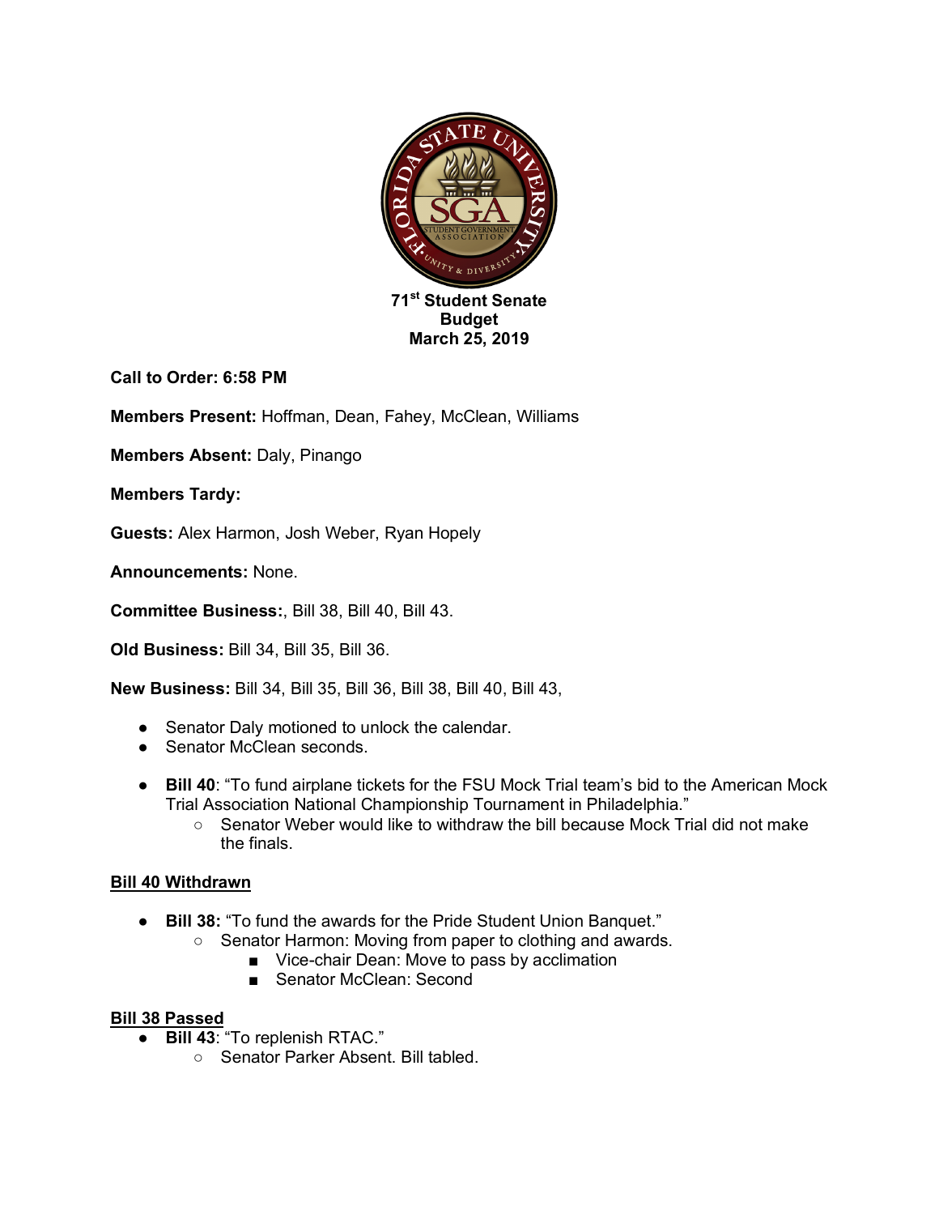**71st Student Senate**
**Budget**
**March 25, 2019**

**Call to Order: 6:58 PM**

**Members Present:** Hoffman, Dean, Fahey, McClean, Williams

**Members Absent:** Daly, Pinango

**Members Tardy:**

**Guests:** Alex Harmon, Josh Weber, Ryan Hopely

**Announcements:** None.

**Committee Business:**, Bill 38, Bill 40, Bill 43.

**Old Business:** Bill 34, Bill 35, Bill 36.

**New Business:** Bill 34, Bill 35, Bill 36, Bill 38, Bill 40, Bill 43,

- Senator Daly motioned to unlock the calendar.
- Senator McClean seconds.

- **Bill 40**: "To fund airplane tickets for the FSU Mock Trial team's bid to the American Mock Trial Association National Championship Tournament in Philadelphia."
  - Senator Weber would like to withdraw the bill because Mock Trial did not make the finals.

**Bill 40 Withdrawn**

- **Bill 38:** "To fund the awards for the Pride Student Union Banquet."
  - Senator Harmon: Moving from paper to clothing and awards.
    - Vice-chair Dean: Move to pass by acclimation
    - Senator McClean: Second

**Bill 38 Passed**

- **Bill 43**: "To replenish RTAC."
  - Senator Parker Absent. Bill tabled.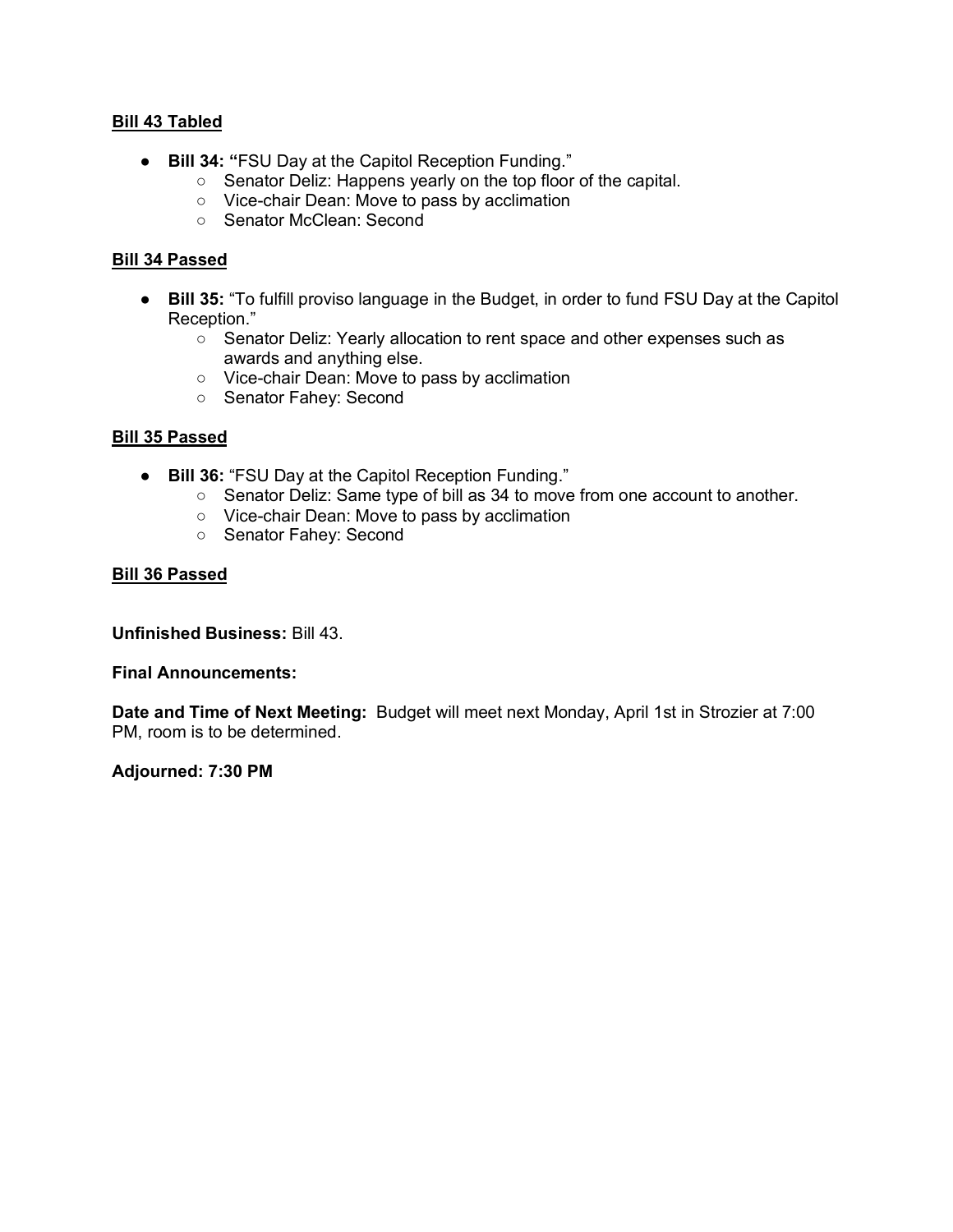**<u>Bill 43 Tabled</u>**

- **Bill 34: "**FSU Day at the Capitol Reception Funding."
  - Senator Deliz: Happens yearly on the top floor of the capital.
  - Vice-chair Dean: Move to pass by acclimation
  - Senator McClean: Second

**<u>Bill 34 Passed</u>**

- **Bill 35:** "To fulfill proviso language in the Budget, in order to fund FSU Day at the Capitol Reception."
  - Senator Deliz: Yearly allocation to rent space and other expenses such as awards and anything else.
  - Vice-chair Dean: Move to pass by acclimation
  - Senator Fahey: Second

**<u>Bill 35 Passed</u>**

- **Bill 36:** "FSU Day at the Capitol Reception Funding."
  - Senator Deliz: Same type of bill as 34 to move from one account to another.
  - Vice-chair Dean: Move to pass by acclimation
  - Senator Fahey: Second

**<u>Bill 36 Passed</u>**

**Unfinished Business:** Bill 43.

**Final Announcements:**

**Date and Time of Next Meeting:** Budget will meet next Monday, April 1st in Strozier at 7:00 PM, room is to be determined.

**Adjourned: 7:30 PM**